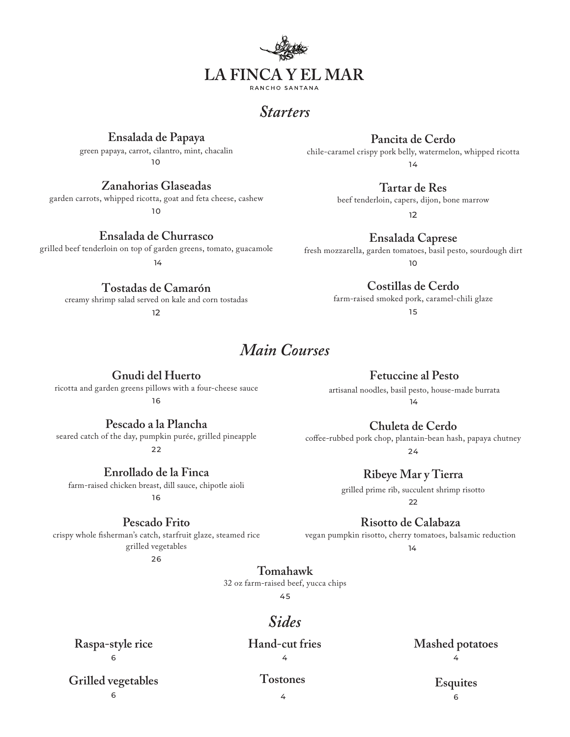# LA FINCA Y EL MAR

RANCHO SANTANA

## *Starters*

**Ensalada de Papaya**
green papaya, carrot, cilantro, mint, chacalin
10

**Zanahorias Glaseadas**
garden carrots, whipped ricotta, goat and feta cheese, cashew
10

**Ensalada de Churrasco**
grilled beef tenderloin on top of garden greens, tomato, guacamole
14

**Tostadas de Camarón**
creamy shrimp salad served on kale and corn tostadas
12

**Pancita de Cerdo**
chile-caramel crispy pork belly, watermelon, whipped ricotta
14

**Tartar de Res**
beef tenderloin, capers, dijon, bone marrow
12

**Ensalada Caprese**
fresh mozzarella, garden tomatoes, basil pesto, sourdough dirt
10

**Costillas de Cerdo**
farm-raised smoked pork, caramel-chili glaze
15

## *Main Courses*

**Gnudi del Huerto**
ricotta and garden greens pillows with a four-cheese sauce
16

**Pescado a la Plancha**
seared catch of the day, pumpkin purée, grilled pineapple
22

**Enrollado de la Finca**
farm-raised chicken breast, dill sauce, chipotle aioli
16

**Pescado Frito**
crispy whole fisherman's catch, starfruit glaze, steamed rice
grilled vegetables
26

**Fetuccine al Pesto**
artisanal noodles, basil pesto, house-made burrata
14

**Chuleta de Cerdo**
coffee-rubbed pork chop, plantain-bean hash, papaya chutney
24

**Ribeye Mar y Tierra**
grilled prime rib, succulent shrimp risotto
22

**Risotto de Calabaza**
vegan pumpkin risotto, cherry tomatoes, balsamic reduction
14

**Tomahawk**
32 oz farm-raised beef, yucca chips
45

## *Sides*

**Raspa-style rice**
6

**Grilled vegetables**
6

**Hand-cut fries**
4

**Tostones**
4

**Mashed potatoes**
4

**Esquites**
6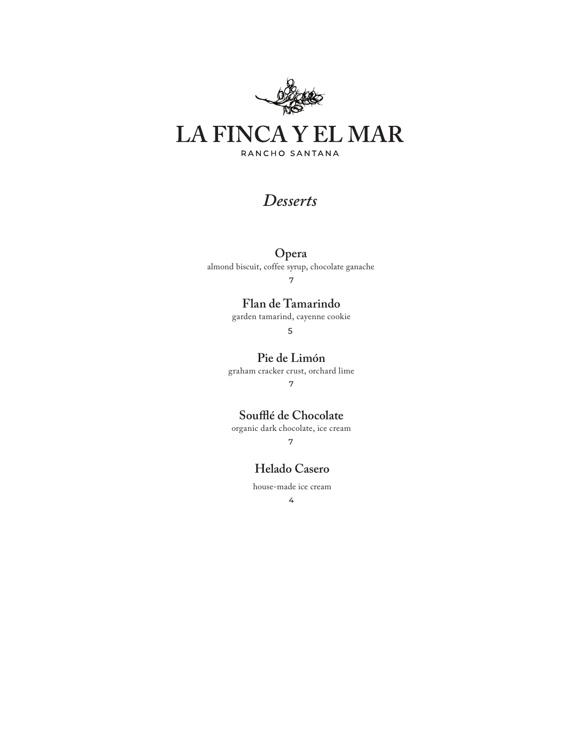# LA FINCA Y EL MAR

RANCHO SANTANA

## *Desserts*

**Opera**
almond biscuit, coffee syrup, chocolate ganache
7

**Flan de Tamarindo**
garden tamarind, cayenne cookie
5

**Pie de Limón**
graham cracker crust, orchard lime
7

**Soufflé de Chocolate**
organic dark chocolate, ice cream
7

**Helado Casero**
house-made ice cream
4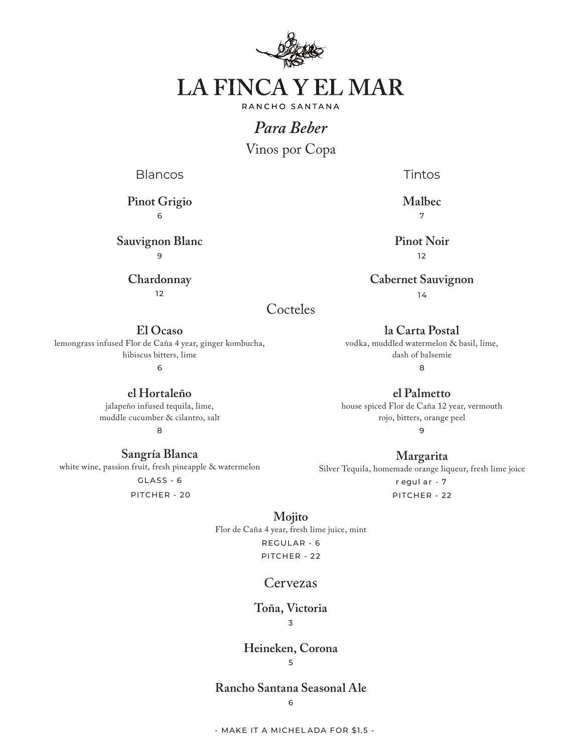# LA FINCA Y EL MAR

RANCHO SANTANA

## *Para Beber*

## Vinos por Copa

### Blancos

**Pinot Grigio**
6

**Sauvignon Blanc**
9

**Chardonnay**
12

### Tintos

**Malbec**
7

**Pinot Noir**
12

**Cabernet Sauvignon**
14

## Cocteles

**El Ocaso**
lemongrass infused Flor de Caña 4 year, ginger kombucha, hibiscus bitters, lime
6

**el Hortaleño**
jalapeño infused tequila, lime, muddle cucumber & cilantro, salt
8

**Sangría Blanca**
white wine, passion fruit, fresh pineapple & watermelon
GLASS - 6
PITCHER - 20

**la Carta Postal**
vodka, muddled watermelon & basil, lime, dash of balsemie
8

**el Palmetto**
house spiced Flor de Caña 12 year, vermouth rojo, bitters, orange peel
9

**Margarita**
Silver Tequila, homemade orange liqueur, fresh lime joice
regular - 7
PITCHER - 22

**Mojito**
Flor de Caña 4 year, fresh lime juice, mint
REGULAR - 6
PITCHER - 22

## Cervezas

**Toña, Victoria**
3

**Heineken, Corona**
5

**Rancho Santana Seasonal Ale**
6

- MAKE IT A MICHELADA FOR $1.5 -